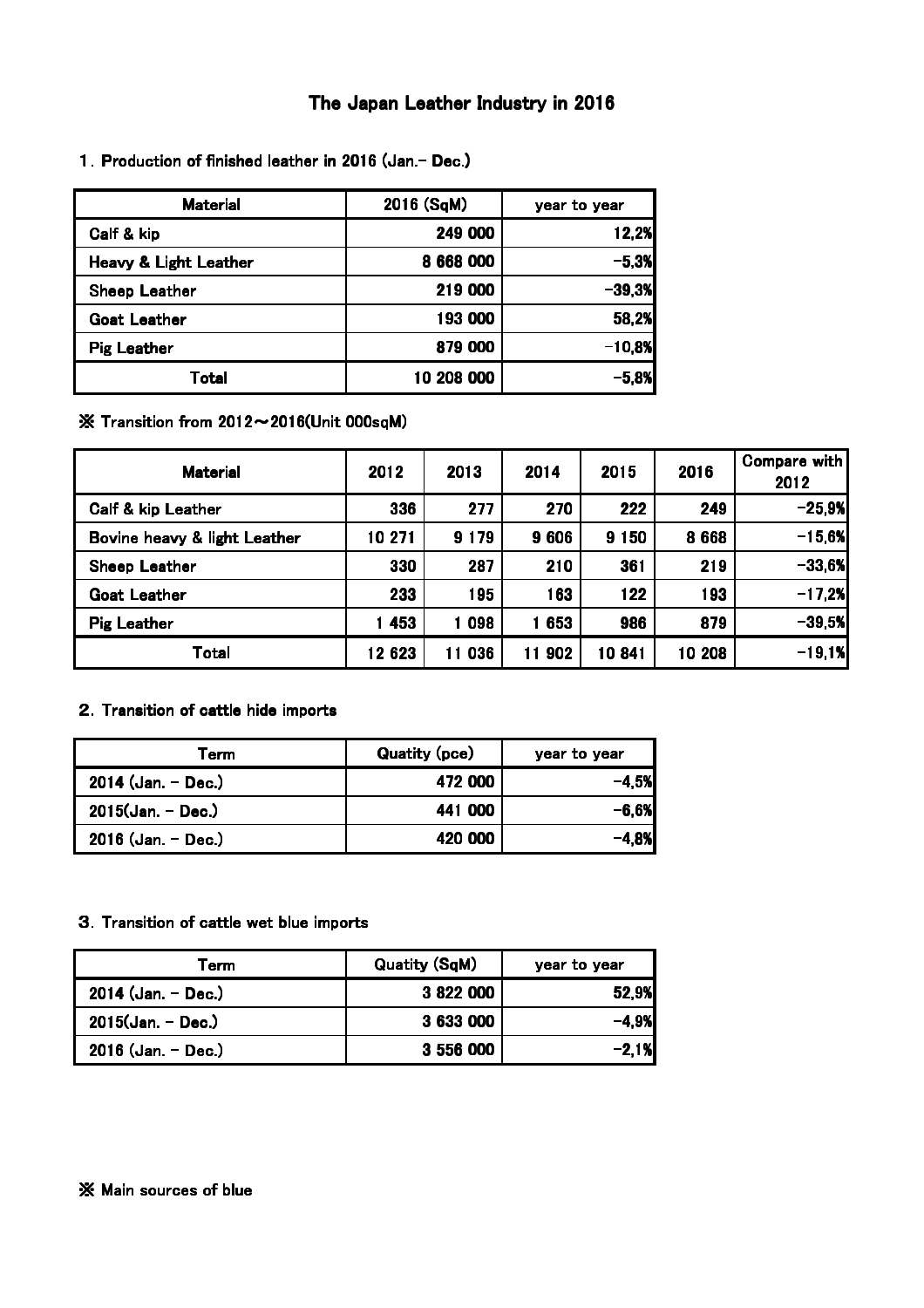# The Japan Leather Industry in 2016

## 1. Production of finished leather in 2016 (Jan.- Dec.)

| Material | 2016 (SqM) | year to year |
|---|---:|---:|
| Calf & kip | 249 000 | 12,2% |
| Heavy & Light Leather | 8 668 000 | -5,3% |
| Sheep Leather | 219 000 | -39,3% |
| Goat Leather | 193 000 | 58,2% |
| Pig Leather | 879 000 | -10,8% |
| Total | 10 208 000 | -5,8% |

※ Transition from 2012～2016(Unit 000sqM)

| Material | 2012 | 2013 | 2014 | 2015 | 2016 | Compare with 2012 |
|---|---:|---:|---:|---:|---:|---:|
| Calf & kip Leather | 336 | 277 | 270 | 222 | 249 | -25,9% |
| Bovine heavy & light Leather | 10 271 | 9 179 | 9 606 | 9 150 | 8 668 | -15,6% |
| Sheep Leather | 330 | 287 | 210 | 361 | 219 | -33,6% |
| Goat Leather | 233 | 195 | 163 | 122 | 193 | -17,2% |
| Pig Leather | 1 453 | 1 098 | 1 653 | 986 | 879 | -39,5% |
| Total | 12 623 | 11 036 | 11 902 | 10 841 | 10 208 | -19,1% |

## 2. Transition of cattle hide imports

| Term | Quatity (pce) | year to year |
|---|---:|---:|
| 2014 (Jan. - Dec.) | 472 000 | -4,5% |
| 2015(Jan. - Dec.) | 441 000 | -6,6% |
| 2016 (Jan. - Dec.) | 420 000 | -4,8% |

## 3. Transition of cattle wet blue imports

| Term | Quatity (SqM) | year to year |
|---|---:|---:|
| 2014 (Jan. - Dec.) | 3 822 000 | 52,9% |
| 2015(Jan. - Dec.) | 3 633 000 | -4,9% |
| 2016 (Jan. - Dec.) | 3 556 000 | -2,1% |

※ Main sources of blue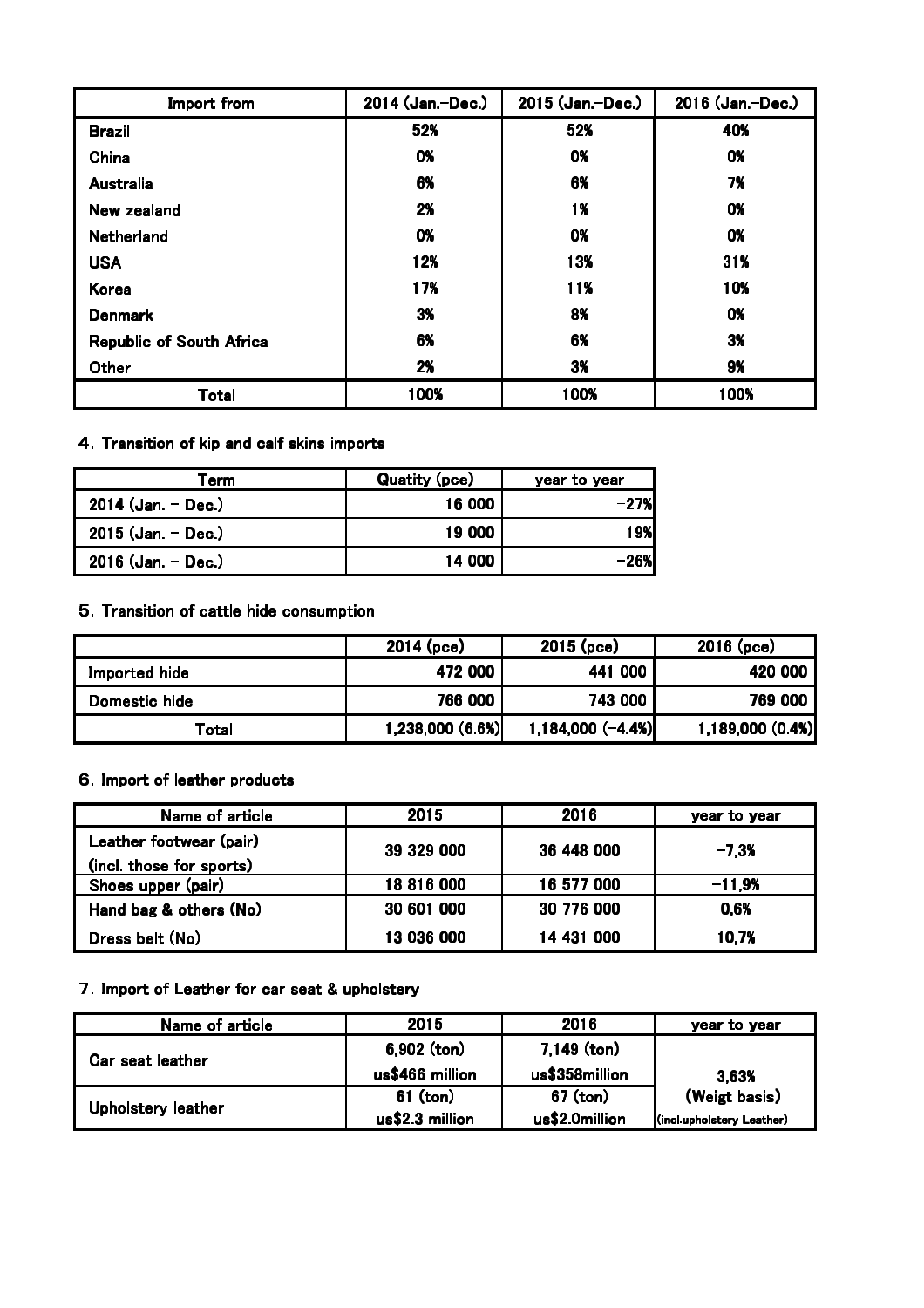| Import from | 2014 (Jan.-Dec.) | 2015 (Jan.-Dec.) | 2016 (Jan.-Dec.) |
|---|---|---|---|
| Brazil | 52% | 52% | 40% |
| China | 0% | 0% | 0% |
| Australia | 6% | 6% | 7% |
| New zealand | 2% | 1% | 0% |
| Netherland | 0% | 0% | 0% |
| USA | 12% | 13% | 31% |
| Korea | 17% | 11% | 10% |
| Denmark | 3% | 8% | 0% |
| Republic of South Africa | 6% | 6% | 3% |
| Other | 2% | 3% | 9% |
| Total | 100% | 100% | 100% |

## 4. Transition of kip and calf skins imports

| Term | Quatity (pce) | year to year |
|---|---|---|
| 2014 (Jan. - Dec.) | 16 000 | -27% |
| 2015 (Jan. - Dec.) | 19 000 | 19% |
| 2016 (Jan. - Dec.) | 14 000 | -26% |

## 5. Transition of cattle hide consumption

| | 2014 (pce) | 2015 (pce) | 2016 (pce) |
|---|---|---|---|
| Imported hide | 472 000 | 441 000 | 420 000 |
| Domestic hide | 766 000 | 743 000 | 769 000 |
| Total | 1,238,000 (6.6%) | 1,184,000 (-4.4%) | 1,189,000 (0.4%) |

## 6. Import of leather products

| Name of article | 2015 | 2016 | year to year |
|---|---|---|---|
| Leather footwear (pair) (incl. those for sports) | 39 329 000 | 36 448 000 | -7,3% |
| Shoes upper (pair) | 18 816 000 | 16 577 000 | -11,9% |
| Hand bag & others (No) | 30 601 000 | 30 776 000 | 0,6% |
| Dress belt (No) | 13 036 000 | 14 431 000 | 10,7% |

## 7. Import of Leather for car seat & upholstery

| Name of article | 2015 | 2016 | year to year |
|---|---|---|---|
| Car seat leather | 6,902 (ton) us$466 million | 7,149 (ton) us$358million | 3,63% (Weigt basis) (incl.upholstery Leather) |
| Upholstery leather | 61 (ton) us$2.3 million | 67 (ton) us$2.0million | |